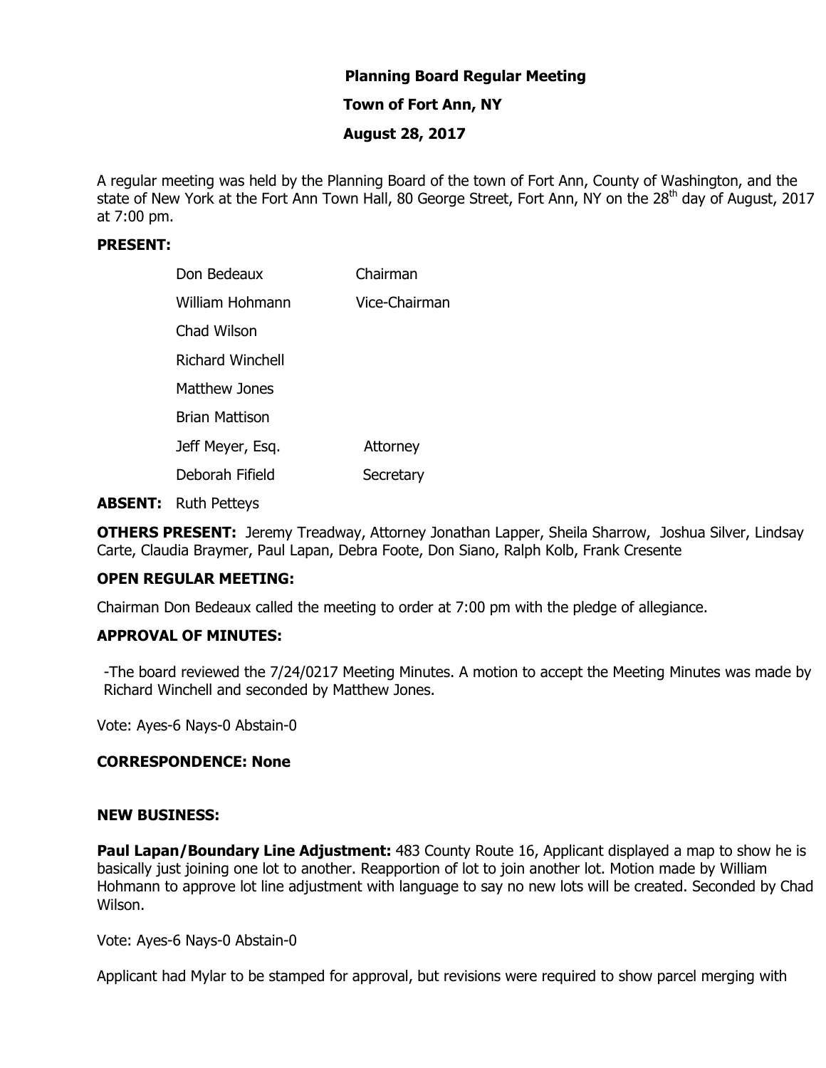# Planning Board Regular Meeting

**Town of Fort Ann, NY**

**August 28, 2017**

A regular meeting was held by the Planning Board of the town of Fort Ann, County of Washington, and the state of New York at the Fort Ann Town Hall, 80 George Street, Fort Ann, NY on the 28th day of August, 2017 at 7:00 pm.

**PRESENT:**

| | |
|---|---|
| Don Bedeaux | Chairman |
| William Hohmann | Vice-Chairman |
| Chad Wilson | |
| Richard Winchell | |
| Matthew Jones | |
| Brian Mattison | |
| Jeff Meyer, Esq. | Attorney |
| Deborah Fifield | Secretary |

**ABSENT:** Ruth Petteys

**OTHERS PRESENT:** Jeremy Treadway, Attorney Jonathan Lapper, Sheila Sharrow, Joshua Silver, Lindsay Carte, Claudia Braymer, Paul Lapan, Debra Foote, Don Siano, Ralph Kolb, Frank Cresente

**OPEN REGULAR MEETING:**

Chairman Don Bedeaux called the meeting to order at 7:00 pm with the pledge of allegiance.

**APPROVAL OF MINUTES:**

-The board reviewed the 7/24/0217 Meeting Minutes. A motion to accept the Meeting Minutes was made by Richard Winchell and seconded by Matthew Jones.

Vote: Ayes-6 Nays-0 Abstain-0

**CORRESPONDENCE: None**

**NEW BUSINESS:**

**Paul Lapan/Boundary Line Adjustment:** 483 County Route 16, Applicant displayed a map to show he is basically just joining one lot to another. Reapportion of lot to join another lot. Motion made by William Hohmann to approve lot line adjustment with language to say no new lots will be created. Seconded by Chad Wilson.

Vote: Ayes-6 Nays-0 Abstain-0

Applicant had Mylar to be stamped for approval, but revisions were required to show parcel merging with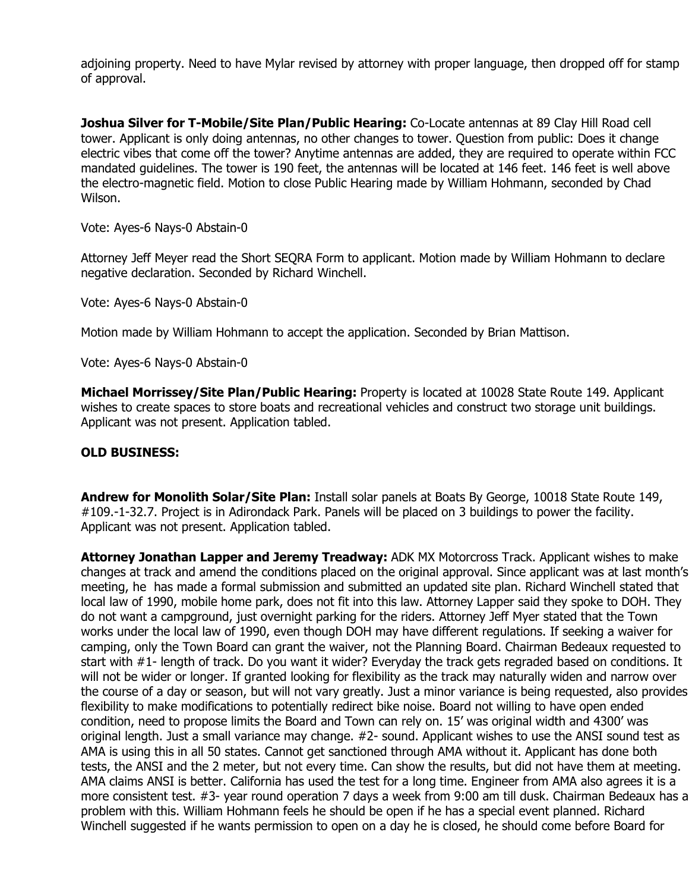adjoining property. Need to have Mylar revised by attorney with proper language, then dropped off for stamp of approval.

**Joshua Silver for T-Mobile/Site Plan/Public Hearing:** Co-Locate antennas at 89 Clay Hill Road cell tower. Applicant is only doing antennas, no other changes to tower. Question from public: Does it change electric vibes that come off the tower? Anytime antennas are added, they are required to operate within FCC mandated guidelines. The tower is 190 feet, the antennas will be located at 146 feet. 146 feet is well above the electro-magnetic field. Motion to close Public Hearing made by William Hohmann, seconded by Chad Wilson.

Vote: Ayes-6 Nays-0 Abstain-0

Attorney Jeff Meyer read the Short SEQRA Form to applicant. Motion made by William Hohmann to declare negative declaration. Seconded by Richard Winchell.

Vote: Ayes-6 Nays-0 Abstain-0

Motion made by William Hohmann to accept the application. Seconded by Brian Mattison.

Vote: Ayes-6 Nays-0 Abstain-0

**Michael Morrissey/Site Plan/Public Hearing:** Property is located at 10028 State Route 149. Applicant wishes to create spaces to store boats and recreational vehicles and construct two storage unit buildings. Applicant was not present. Application tabled.

**OLD BUSINESS:**

**Andrew for Monolith Solar/Site Plan:** Install solar panels at Boats By George, 10018 State Route 149, #109.-1-32.7. Project is in Adirondack Park. Panels will be placed on 3 buildings to power the facility. Applicant was not present. Application tabled.

**Attorney Jonathan Lapper and Jeremy Treadway:** ADK MX Motorcross Track. Applicant wishes to make changes at track and amend the conditions placed on the original approval. Since applicant was at last month's meeting, he has made a formal submission and submitted an updated site plan. Richard Winchell stated that local law of 1990, mobile home park, does not fit into this law. Attorney Lapper said they spoke to DOH. They do not want a campground, just overnight parking for the riders. Attorney Jeff Myer stated that the Town works under the local law of 1990, even though DOH may have different regulations. If seeking a waiver for camping, only the Town Board can grant the waiver, not the Planning Board. Chairman Bedeaux requested to start with #1- length of track. Do you want it wider? Everyday the track gets regraded based on conditions. It will not be wider or longer. If granted looking for flexibility as the track may naturally widen and narrow over the course of a day or season, but will not vary greatly. Just a minor variance is being requested, also provides flexibility to make modifications to potentially redirect bike noise. Board not willing to have open ended condition, need to propose limits the Board and Town can rely on. 15' was original width and 4300' was original length. Just a small variance may change. #2- sound. Applicant wishes to use the ANSI sound test as AMA is using this in all 50 states. Cannot get sanctioned through AMA without it. Applicant has done both tests, the ANSI and the 2 meter, but not every time. Can show the results, but did not have them at meeting. AMA claims ANSI is better. California has used the test for a long time. Engineer from AMA also agrees it is a more consistent test. #3- year round operation 7 days a week from 9:00 am till dusk. Chairman Bedeaux has a problem with this. William Hohmann feels he should be open if he has a special event planned. Richard Winchell suggested if he wants permission to open on a day he is closed, he should come before Board for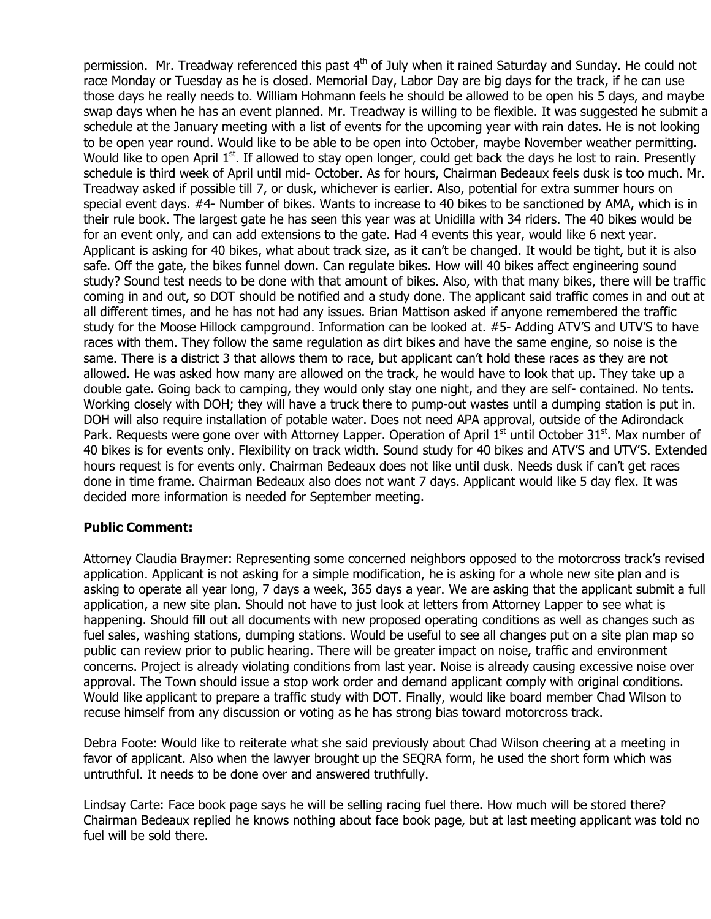permission. Mr. Treadway referenced this past 4th of July when it rained Saturday and Sunday. He could not race Monday or Tuesday as he is closed. Memorial Day, Labor Day are big days for the track, if he can use those days he really needs to. William Hohmann feels he should be allowed to be open his 5 days, and maybe swap days when he has an event planned. Mr. Treadway is willing to be flexible. It was suggested he submit a schedule at the January meeting with a list of events for the upcoming year with rain dates. He is not looking to be open year round. Would like to be able to be open into October, maybe November weather permitting. Would like to open April 1st. If allowed to stay open longer, could get back the days he lost to rain. Presently schedule is third week of April until mid- October. As for hours, Chairman Bedeaux feels dusk is too much. Mr. Treadway asked if possible till 7, or dusk, whichever is earlier. Also, potential for extra summer hours on special event days. #4- Number of bikes. Wants to increase to 40 bikes to be sanctioned by AMA, which is in their rule book. The largest gate he has seen this year was at Unidilla with 34 riders. The 40 bikes would be for an event only, and can add extensions to the gate. Had 4 events this year, would like 6 next year. Applicant is asking for 40 bikes, what about track size, as it can't be changed. It would be tight, but it is also safe. Off the gate, the bikes funnel down. Can regulate bikes. How will 40 bikes affect engineering sound study? Sound test needs to be done with that amount of bikes. Also, with that many bikes, there will be traffic coming in and out, so DOT should be notified and a study done. The applicant said traffic comes in and out at all different times, and he has not had any issues. Brian Mattison asked if anyone remembered the traffic study for the Moose Hillock campground. Information can be looked at. #5- Adding ATV'S and UTV'S to have races with them. They follow the same regulation as dirt bikes and have the same engine, so noise is the same. There is a district 3 that allows them to race, but applicant can't hold these races as they are not allowed. He was asked how many are allowed on the track, he would have to look that up. They take up a double gate. Going back to camping, they would only stay one night, and they are self- contained. No tents. Working closely with DOH; they will have a truck there to pump-out wastes until a dumping station is put in. DOH will also require installation of potable water. Does not need APA approval, outside of the Adirondack Park. Requests were gone over with Attorney Lapper. Operation of April 1st until October 31st. Max number of 40 bikes is for events only. Flexibility on track width. Sound study for 40 bikes and ATV'S and UTV'S. Extended hours request is for events only. Chairman Bedeaux does not like until dusk. Needs dusk if can't get races done in time frame. Chairman Bedeaux also does not want 7 days. Applicant would like 5 day flex. It was decided more information is needed for September meeting.

**Public Comment:**

Attorney Claudia Braymer: Representing some concerned neighbors opposed to the motorcross track's revised application. Applicant is not asking for a simple modification, he is asking for a whole new site plan and is asking to operate all year long, 7 days a week, 365 days a year. We are asking that the applicant submit a full application, a new site plan. Should not have to just look at letters from Attorney Lapper to see what is happening. Should fill out all documents with new proposed operating conditions as well as changes such as fuel sales, washing stations, dumping stations. Would be useful to see all changes put on a site plan map so public can review prior to public hearing. There will be greater impact on noise, traffic and environment concerns. Project is already violating conditions from last year. Noise is already causing excessive noise over approval. The Town should issue a stop work order and demand applicant comply with original conditions. Would like applicant to prepare a traffic study with DOT. Finally, would like board member Chad Wilson to recuse himself from any discussion or voting as he has strong bias toward motorcross track.

Debra Foote: Would like to reiterate what she said previously about Chad Wilson cheering at a meeting in favor of applicant. Also when the lawyer brought up the SEQRA form, he used the short form which was untruthful. It needs to be done over and answered truthfully.

Lindsay Carte: Face book page says he will be selling racing fuel there. How much will be stored there? Chairman Bedeaux replied he knows nothing about face book page, but at last meeting applicant was told no fuel will be sold there.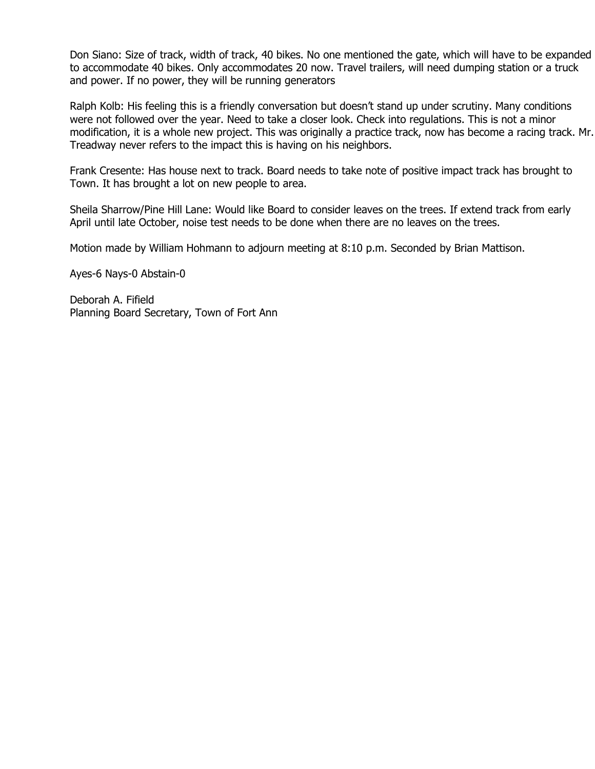Don Siano: Size of track, width of track, 40 bikes. No one mentioned the gate, which will have to be expanded to accommodate 40 bikes. Only accommodates 20 now. Travel trailers, will need dumping station or a truck and power. If no power, they will be running generators

Ralph Kolb: His feeling this is a friendly conversation but doesn't stand up under scrutiny. Many conditions were not followed over the year. Need to take a closer look. Check into regulations. This is not a minor modification, it is a whole new project. This was originally a practice track, now has become a racing track. Mr. Treadway never refers to the impact this is having on his neighbors.

Frank Cresente: Has house next to track. Board needs to take note of positive impact track has brought to Town. It has brought a lot on new people to area.

Sheila Sharrow/Pine Hill Lane: Would like Board to consider leaves on the trees. If extend track from early April until late October, noise test needs to be done when there are no leaves on the trees.

Motion made by William Hohmann to adjourn meeting at 8:10 p.m. Seconded by Brian Mattison.

Ayes-6 Nays-0 Abstain-0

Deborah A. Fifield
Planning Board Secretary, Town of Fort Ann